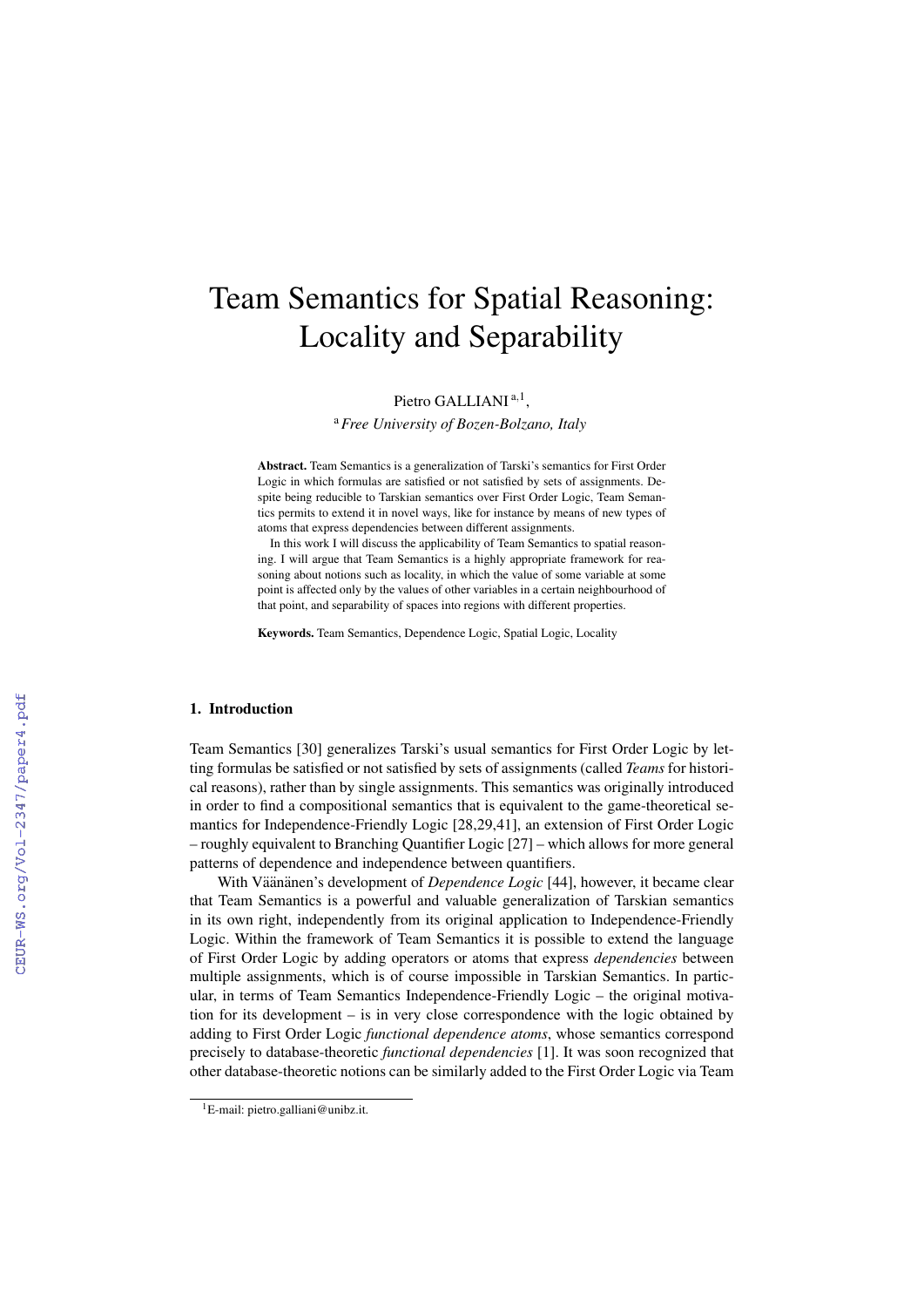# Team Semantics for Spatial Reasoning: Locality and Separability

Pietro GALLIANI [a,1],

[a] *Free University of Bozen-Bolzano, Italy*

**Abstract.** Team Semantics is a generalization of Tarski's semantics for First Order Logic in which formulas are satisfied or not satisfied by sets of assignments. Despite being reducible to Tarskian semantics over First Order Logic, Team Semantics permits to extend it in novel ways, like for instance by means of new types of atoms that express dependencies between different assignments.

In this work I will discuss the applicability of Team Semantics to spatial reasoning. I will argue that Team Semantics is a highly appropriate framework for reasoning about notions such as locality, in which the value of some variable at some point is affected only by the values of other variables in a certain neighbourhood of that point, and separability of spaces into regions with different properties.

**Keywords.** Team Semantics, Dependence Logic, Spatial Logic, Locality

## 1. Introduction

Team Semantics [30] generalizes Tarski's usual semantics for First Order Logic by letting formulas be satisfied or not satisfied by sets of assignments (called *Teams* for historical reasons), rather than by single assignments. This semantics was originally introduced in order to find a compositional semantics that is equivalent to the game-theoretical semantics for Independence-Friendly Logic [28,29,41], an extension of First Order Logic – roughly equivalent to Branching Quantifier Logic [27] – which allows for more general patterns of dependence and independence between quantifiers.

With Väänänen's development of *Dependence Logic* [44], however, it became clear that Team Semantics is a powerful and valuable generalization of Tarskian semantics in its own right, independently from its original application to Independence-Friendly Logic. Within the framework of Team Semantics it is possible to extend the language of First Order Logic by adding operators or atoms that express *dependencies* between multiple assignments, which is of course impossible in Tarskian Semantics. In particular, in terms of Team Semantics Independence-Friendly Logic – the original motivation for its development – is in very close correspondence with the logic obtained by adding to First Order Logic *functional dependence atoms*, whose semantics correspond precisely to database-theoretic *functional dependencies* [1]. It was soon recognized that other database-theoretic notions can be similarly added to the First Order Logic via Team

[1] E-mail: pietro.galliani@unibz.it.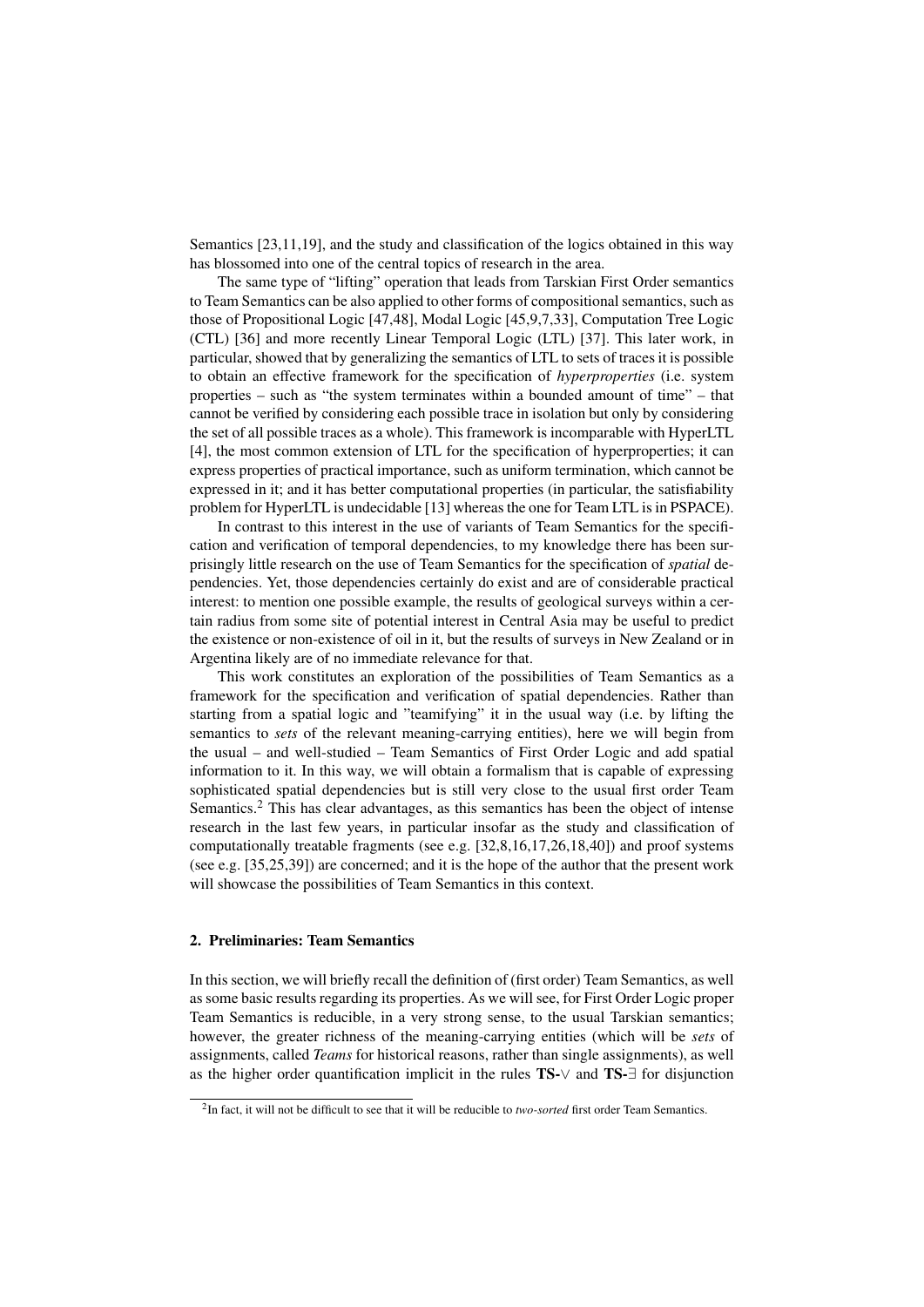Semantics [23,11,19], and the study and classification of the logics obtained in this way has blossomed into one of the central topics of research in the area.

The same type of "lifting" operation that leads from Tarskian First Order semantics to Team Semantics can be also applied to other forms of compositional semantics, such as those of Propositional Logic [47,48], Modal Logic [45,9,7,33], Computation Tree Logic (CTL) [36] and more recently Linear Temporal Logic (LTL) [37]. This later work, in particular, showed that by generalizing the semantics of LTL to sets of traces it is possible to obtain an effective framework for the specification of *hyperproperties* (i.e. system properties – such as "the system terminates within a bounded amount of time" – that cannot be verified by considering each possible trace in isolation but only by considering the set of all possible traces as a whole). This framework is incomparable with HyperLTL [4], the most common extension of LTL for the specification of hyperproperties; it can express properties of practical importance, such as uniform termination, which cannot be expressed in it; and it has better computational properties (in particular, the satisfiability problem for HyperLTL is undecidable [13] whereas the one for Team LTL is in PSPACE).

In contrast to this interest in the use of variants of Team Semantics for the specification and verification of temporal dependencies, to my knowledge there has been surprisingly little research on the use of Team Semantics for the specification of *spatial* dependencies. Yet, those dependencies certainly do exist and are of considerable practical interest: to mention one possible example, the results of geological surveys within a certain radius from some site of potential interest in Central Asia may be useful to predict the existence or non-existence of oil in it, but the results of surveys in New Zealand or in Argentina likely are of no immediate relevance for that.

This work constitutes an exploration of the possibilities of Team Semantics as a framework for the specification and verification of spatial dependencies. Rather than starting from a spatial logic and "teamifying" it in the usual way (i.e. by lifting the semantics to *sets* of the relevant meaning-carrying entities), here we will begin from the usual – and well-studied – Team Semantics of First Order Logic and add spatial information to it. In this way, we will obtain a formalism that is capable of expressing sophisticated spatial dependencies but is still very close to the usual first order Team Semantics.[2] This has clear advantages, as this semantics has been the object of intense research in the last few years, in particular insofar as the study and classification of computationally treatable fragments (see e.g. [32,8,16,17,26,18,40]) and proof systems (see e.g. [35,25,39]) are concerned; and it is the hope of the author that the present work will showcase the possibilities of Team Semantics in this context.

## 2. Preliminaries: Team Semantics

In this section, we will briefly recall the definition of (first order) Team Semantics, as well as some basic results regarding its properties. As we will see, for First Order Logic proper Team Semantics is reducible, in a very strong sense, to the usual Tarskian semantics; however, the greater richness of the meaning-carrying entities (which will be *sets* of assignments, called *Teams* for historical reasons, rather than single assignments), as well as the higher order quantification implicit in the rules **TS-**$\vee$ and **TS-**$\exists$ for disjunction

[2] In fact, it will not be difficult to see that it will be reducible to *two-sorted* first order Team Semantics.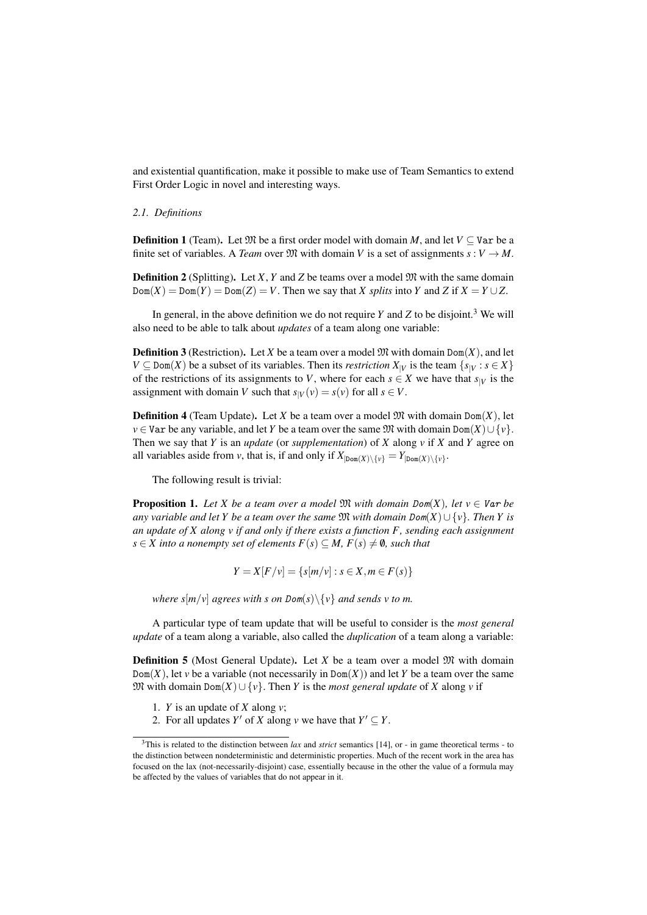and existential quantification, make it possible to make use of Team Semantics to extend First Order Logic in novel and interesting ways.

### 2.1. Definitions

**Definition 1** (Team)**.** Let $\mathfrak{M}$ be a first order model with domain $M$, and let $V \subseteq \texttt{Var}$ be a finite set of variables. A *Team* over $\mathfrak{M}$ with domain $V$ is a set of assignments $s : V \to M$.

**Definition 2** (Splitting)**.** Let $X$, $Y$ and $Z$ be teams over a model $\mathfrak{M}$ with the same domain $\texttt{Dom}(X) = \texttt{Dom}(Y) = \texttt{Dom}(Z) = V$. Then we say that $X$ *splits* into $Y$ and $Z$ if $X = Y \cup Z$.

In general, in the above definition we do not require $Y$ and $Z$ to be disjoint.[3] We will also need to be able to talk about *updates* of a team along one variable:

**Definition 3** (Restriction)**.** Let $X$ be a team over a model $\mathfrak{M}$ with domain $\texttt{Dom}(X)$, and let $V \subseteq \texttt{Dom}(X)$ be a subset of its variables. Then its *restriction* $X_{|V}$ is the team $\{s_{|V} : s \in X\}$ of the restrictions of its assignments to $V$, where for each $s \in X$ we have that $s_{|V}$ is the assignment with domain $V$ such that $s_{|V}(v) = s(v)$ for all $s \in V$.

**Definition 4** (Team Update)**.** Let $X$ be a team over a model $\mathfrak{M}$ with domain $\texttt{Dom}(X)$, let $v \in \texttt{Var}$ be any variable, and let $Y$ be a team over the same $\mathfrak{M}$ with domain $\texttt{Dom}(X) \cup \{v\}$. Then we say that $Y$ is an *update* (or *supplementation*) of $X$ along $v$ if $X$ and $Y$ agree on all variables aside from $v$, that is, if and only if $X_{|\texttt{Dom}(X)\backslash\{v\}} = Y_{|\texttt{Dom}(X)\backslash\{v\}}$.

The following result is trivial:

**Proposition 1.** *Let $X$ be a team over a model $\mathfrak{M}$ with domain $\texttt{Dom}(X)$, let $v \in \texttt{Var}$ be any variable and let $Y$ be a team over the same $\mathfrak{M}$ with domain $\texttt{Dom}(X) \cup \{v\}$. Then $Y$ is an update of $X$ along $v$ if and only if there exists a function $F$, sending each assignment $s \in X$ into a nonempty set of elements $F(s) \subseteq M$, $F(s) \neq \emptyset$, such that*

$$Y = X[F/v] = \{s[m/v] : s \in X, m \in F(s)\}$$

*where $s[m/v]$ agrees with $s$ on $\texttt{Dom}(s)\backslash\{v\}$ and sends $v$ to $m$.*

A particular type of team update that will be useful to consider is the *most general update* of a team along a variable, also called the *duplication* of a team along a variable:

**Definition 5** (Most General Update)**.** Let $X$ be a team over a model $\mathfrak{M}$ with domain $\texttt{Dom}(X)$, let $v$ be a variable (not necessarily in $\texttt{Dom}(X)$) and let $Y$ be a team over the same $\mathfrak{M}$ with domain $\texttt{Dom}(X) \cup \{v\}$. Then $Y$ is the *most general update* of $X$ along $v$ if

1. $Y$ is an update of $X$ along $v$;
2. For all updates $Y'$ of $X$ along $v$ we have that $Y' \subseteq Y$.

[3] This is related to the distinction between *lax* and *strict* semantics [14], or - in game theoretical terms - to the distinction between nondeterministic and deterministic properties. Much of the recent work in the area has focused on the lax (not-necessarily-disjoint) case, essentially because in the other the value of a formula may be affected by the values of variables that do not appear in it.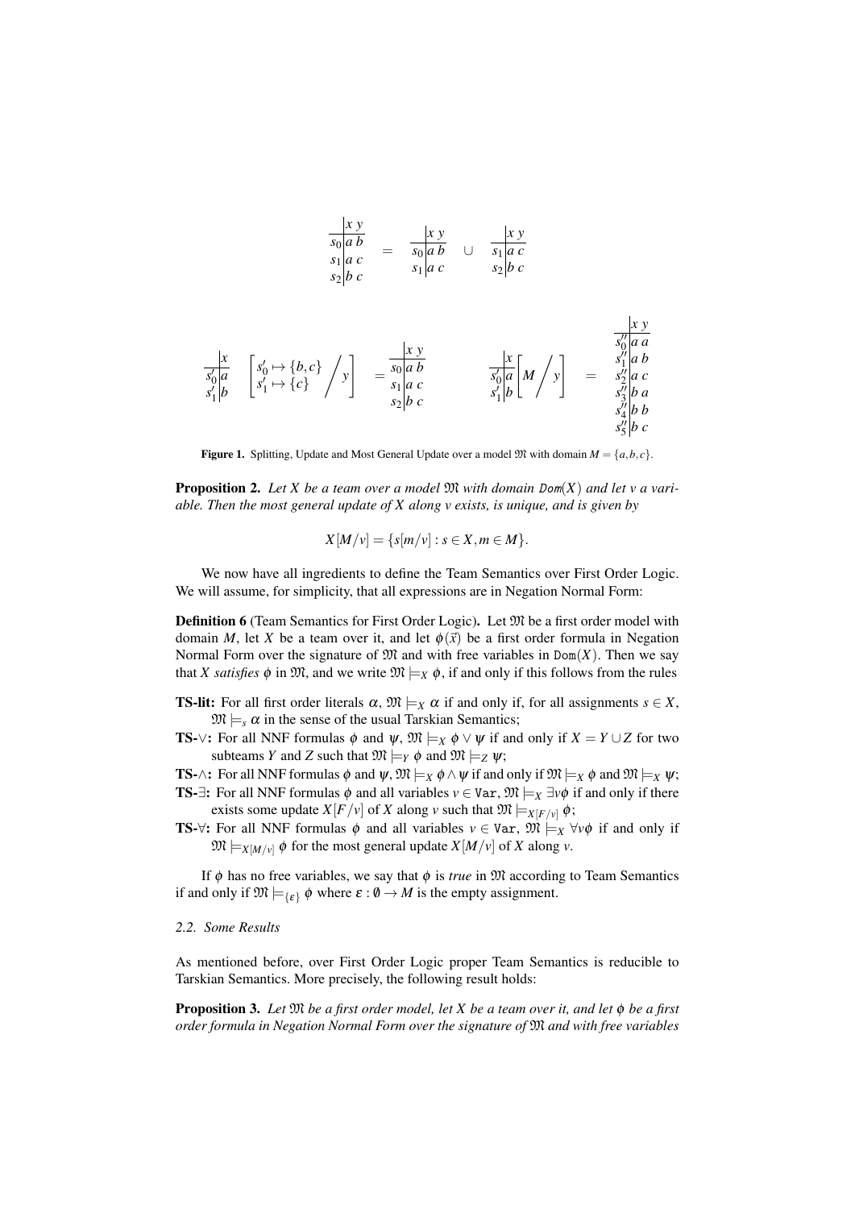$$
\begin{array}{c|cc} & x & y \\ \hline s_0 & a & b \\ s_1 & a & c \\ s_2 & b & c \end{array} \quad = \quad \begin{array}{c|cc} & x & y \\ \hline s_0 & a & b \\ s_1 & a & c \end{array} \quad \cup \quad \begin{array}{c|cc} & x & y \\ \hline s_1 & a & c \\ s_2 & b & c \end{array}
$$

$$
\begin{array}{c|c} & x \\ \hline s'_0 & a \\ s'_1 & b \end{array} \left[ \begin{array}{l} s'_0 \mapsto \{b,c\} \\ s'_1 \mapsto \{c\} \end{array} \Big/ y \right] = \begin{array}{c|cc} & x & y \\ \hline s_0 & a & b \\ s_1 & a & c \\ s_2 & b & c \end{array} \qquad \begin{array}{c|c} & x \\ \hline s'_0 & a \\ s'_1 & b \end{array} \left[ M \Big/ y \right] = \begin{array}{c|cc} & x & y \\ \hline s''_0 & a & a \\ s''_1 & a & b \\ s''_2 & a & c \\ s''_3 & b & a \\ s''_4 & b & b \\ s''_5 & b & c \end{array}
$$

**Figure 1.** Splitting, Update and Most General Update over a model $\mathfrak{M}$ with domain $M = \{a,b,c\}$.

**Proposition 2.** *Let $X$ be a team over a model $\mathfrak{M}$ with domain $\mathtt{Dom}(X)$ and let $v$ a variable. Then the most general update of $X$ along $v$ exists, is unique, and is given by*

$$X[M/v] = \{s[m/v] : s \in X, m \in M\}.$$

We now have all ingredients to define the Team Semantics over First Order Logic. We will assume, for simplicity, that all expressions are in Negation Normal Form:

**Definition 6** (Team Semantics for First Order Logic)**.** Let $\mathfrak{M}$ be a first order model with domain $M$, let $X$ be a team over it, and let $\phi(\vec{x})$ be a first order formula in Negation Normal Form over the signature of $\mathfrak{M}$ and with free variables in $\mathtt{Dom}(X)$. Then we say that $X$ *satisfies* $\phi$ in $\mathfrak{M}$, and we write $\mathfrak{M} \models_X \phi$, if and only if this follows from the rules

**TS-lit:** For all first order literals $\alpha$, $\mathfrak{M} \models_X \alpha$ if and only if, for all assignments $s \in X$, $\mathfrak{M} \models_s \alpha$ in the sense of the usual Tarskian Semantics;

**TS-$\vee$:** For all NNF formulas $\phi$ and $\psi$, $\mathfrak{M} \models_X \phi \vee \psi$ if and only if $X = Y \cup Z$ for two subteams $Y$ and $Z$ such that $\mathfrak{M} \models_Y \phi$ and $\mathfrak{M} \models_Z \psi$;

**TS-$\wedge$:** For all NNF formulas $\phi$ and $\psi$, $\mathfrak{M} \models_X \phi \wedge \psi$ if and only if $\mathfrak{M} \models_X \phi$ and $\mathfrak{M} \models_X \psi$;

**TS-$\exists$:** For all NNF formulas $\phi$ and all variables $v \in \mathtt{Var}$, $\mathfrak{M} \models_X \exists v \phi$ if and only if there exists some update $X[F/v]$ of $X$ along $v$ such that $\mathfrak{M} \models_{X[F/v]} \phi$;

**TS-$\forall$:** For all NNF formulas $\phi$ and all variables $v \in \mathtt{Var}$, $\mathfrak{M} \models_X \forall v \phi$ if and only if $\mathfrak{M} \models_{X[M/v]} \phi$ for the most general update $X[M/v]$ of $X$ along $v$.

If $\phi$ has no free variables, we say that $\phi$ is *true* in $\mathfrak{M}$ according to Team Semantics if and only if $\mathfrak{M} \models_{\{\varepsilon\}} \phi$ where $\varepsilon : \emptyset \to M$ is the empty assignment.

### 2.2. Some Results

As mentioned before, over First Order Logic proper Team Semantics is reducible to Tarskian Semantics. More precisely, the following result holds:

**Proposition 3.** *Let $\mathfrak{M}$ be a first order model, let $X$ be a team over it, and let $\phi$ be a first order formula in Negation Normal Form over the signature of $\mathfrak{M}$ and with free variables*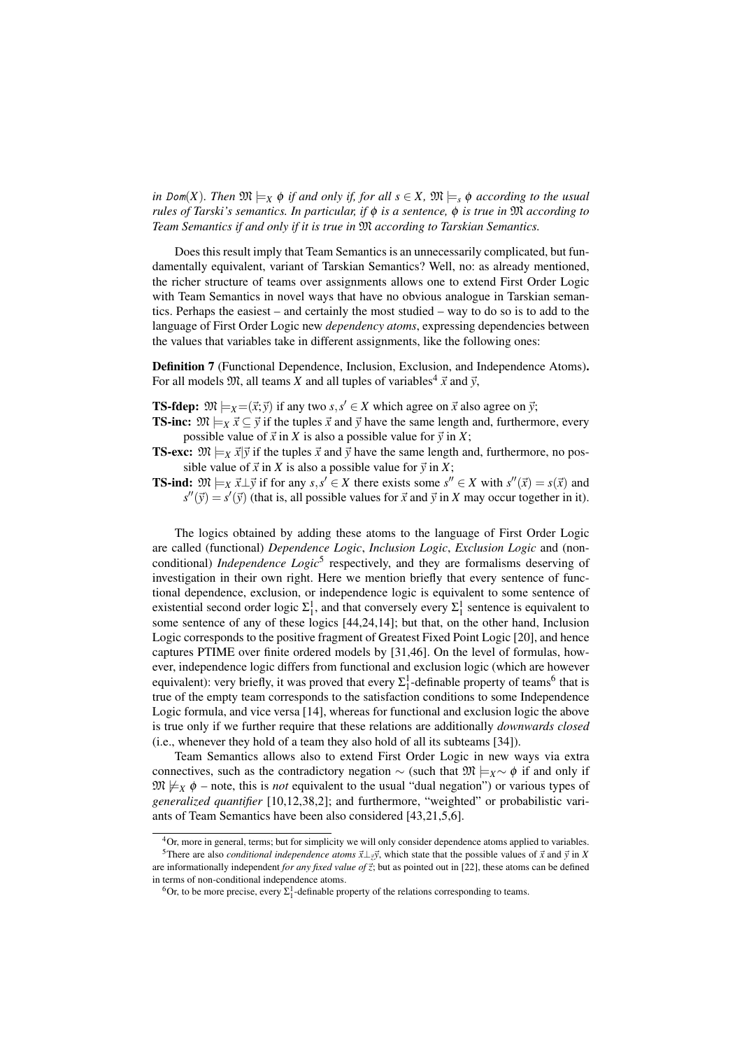*in* $\texttt{Dom}(X)$*. Then* $\mathfrak{M} \models_X \phi$ *if and only if, for all* $s \in X$*,* $\mathfrak{M} \models_s \phi$ *according to the usual rules of Tarski's semantics. In particular, if* $\phi$ *is a sentence,* $\phi$ *is true in* $\mathfrak{M}$ *according to Team Semantics if and only if it is true in* $\mathfrak{M}$ *according to Tarskian Semantics.*

Does this result imply that Team Semantics is an unnecessarily complicated, but fundamentally equivalent, variant of Tarskian Semantics? Well, no: as already mentioned, the richer structure of teams over assignments allows one to extend First Order Logic with Team Semantics in novel ways that have no obvious analogue in Tarskian semantics. Perhaps the easiest – and certainly the most studied – way to do so is to add to the language of First Order Logic new *dependency atoms*, expressing dependencies between the values that variables take in different assignments, like the following ones:

**Definition 7** (Functional Dependence, Inclusion, Exclusion, and Independence Atoms)**.** For all models $\mathfrak{M}$, all teams $X$ and all tuples of variables[4] $\vec{x}$ and $\vec{y}$,

- **TS-fdep:** $\mathfrak{M} \models_X =\!(\vec{x};\vec{y})$ if any two $s, s' \in X$ which agree on $\vec{x}$ also agree on $\vec{y}$;
- **TS-inc:** $\mathfrak{M} \models_X \vec{x} \subseteq \vec{y}$ if the tuples $\vec{x}$ and $\vec{y}$ have the same length and, furthermore, every possible value of $\vec{x}$ in $X$ is also a possible value for $\vec{y}$ in $X$;
- **TS-exc:** $\mathfrak{M} \models_X \vec{x} | \vec{y}$ if the tuples $\vec{x}$ and $\vec{y}$ have the same length and, furthermore, no possible value of $\vec{x}$ in $X$ is also a possible value for $\vec{y}$ in $X$;
- **TS-ind:** $\mathfrak{M} \models_X \vec{x} \perp \vec{y}$ if for any $s, s' \in X$ there exists some $s'' \in X$ with $s''(\vec{x}) = s(\vec{x})$ and $s''(\vec{y}) = s'(\vec{y})$ (that is, all possible values for $\vec{x}$ and $\vec{y}$ in $X$ may occur together in it).

The logics obtained by adding these atoms to the language of First Order Logic are called (functional) *Dependence Logic*, *Inclusion Logic*, *Exclusion Logic* and (non-conditional) *Independence Logic*[5] respectively, and they are formalisms deserving of investigation in their own right. Here we mention briefly that every sentence of functional dependence, exclusion, or independence logic is equivalent to some sentence of existential second order logic $\Sigma^1_1$, and that conversely every $\Sigma^1_1$ sentence is equivalent to some sentence of any of these logics [44,24,14]; but that, on the other hand, Inclusion Logic corresponds to the positive fragment of Greatest Fixed Point Logic [20], and hence captures PTIME over finite ordered models by [31,46]. On the level of formulas, however, independence logic differs from functional and exclusion logic (which are however equivalent): very briefly, it was proved that every $\Sigma^1_1$-definable property of teams[6] that is true of the empty team corresponds to the satisfaction conditions to some Independence Logic formula, and vice versa [14], whereas for functional and exclusion logic the above is true only if we further require that these relations are additionally *downwards closed* (i.e., whenever they hold of a team they also hold of all its subteams [34]).

Team Semantics allows also to extend First Order Logic in new ways via extra connectives, such as the contradictory negation $\sim$ (such that $\mathfrak{M} \models_X \sim \phi$ if and only if $\mathfrak{M} \not\models_X \phi$ – note, this is *not* equivalent to the usual "dual negation") or various types of *generalized quantifier* [10,12,38,2]; and furthermore, "weighted" or probabilistic variants of Team Semantics have been also considered [43,21,5,6].

---

[4] Or, more in general, terms; but for simplicity we will only consider dependence atoms applied to variables.

[5] There are also *conditional independence atoms* $\vec{x} \perp_{\vec{z}} \vec{y}$, which state that the possible values of $\vec{x}$ and $\vec{y}$ in $X$ are informationally independent *for any fixed value of* $\vec{z}$; but as pointed out in [22], these atoms can be defined in terms of non-conditional independence atoms.

[6] Or, to be more precise, every $\Sigma^1_1$-definable property of the relations corresponding to teams.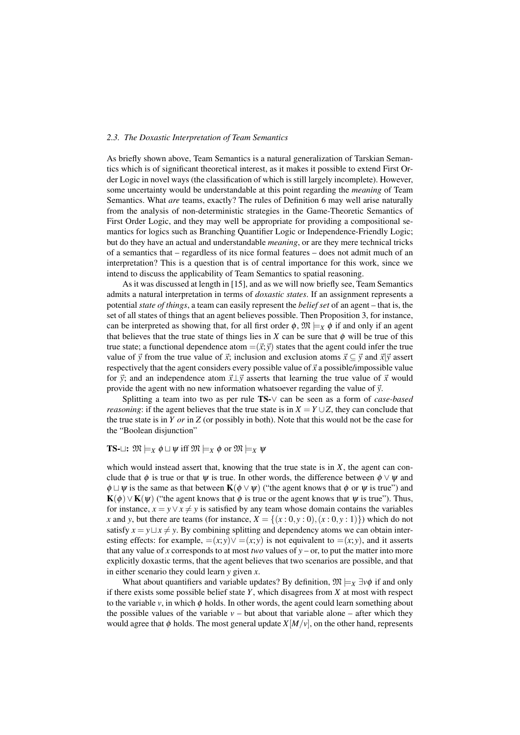### 2.3. The Doxastic Interpretation of Team Semantics

As briefly shown above, Team Semantics is a natural generalization of Tarskian Semantics which is of significant theoretical interest, as it makes it possible to extend First Order Logic in novel ways (the classification of which is still largely incomplete). However, some uncertainty would be understandable at this point regarding the *meaning* of Team Semantics. What *are* teams, exactly? The rules of Definition 6 may well arise naturally from the analysis of non-deterministic strategies in the Game-Theoretic Semantics of First Order Logic, and they may well be appropriate for providing a compositional semantics for logics such as Branching Quantifier Logic or Independence-Friendly Logic; but do they have an actual and understandable *meaning*, or are they mere technical tricks of a semantics that – regardless of its nice formal features – does not admit much of an interpretation? This is a question that is of central importance for this work, since we intend to discuss the applicability of Team Semantics to spatial reasoning.

As it was discussed at length in [15], and as we will now briefly see, Team Semantics admits a natural interpretation in terms of *doxastic states*. If an assignment represents a potential *state of things*, a team can easily represent the *belief set* of an agent – that is, the set of all states of things that an agent believes possible. Then Proposition 3, for instance, can be interpreted as showing that, for all first order $\phi$, $\mathfrak{M} \models_X \phi$ if and only if an agent that believes that the true state of things lies in $X$ can be sure that $\phi$ will be true of this true state; a functional dependence atom $=(\vec{x};\vec{y})$ states that the agent could infer the true value of $\vec{y}$ from the true value of $\vec{x}$; inclusion and exclusion atoms $\vec{x} \subseteq \vec{y}$ and $\vec{x}|\vec{y}$ assert respectively that the agent considers every possible value of $\vec{x}$ a possible/impossible value for $\vec{y}$; and an independence atom $\vec{x}\perp\vec{y}$ asserts that learning the true value of $\vec{x}$ would provide the agent with no new information whatsoever regarding the value of $\vec{y}$.

Splitting a team into two as per rule **TS-**$\vee$ can be seen as a form of *case-based reasoning*: if the agent believes that the true state is in $X = Y \cup Z$, they can conclude that the true state is in $Y$ *or* in $Z$ (or possibly in both). Note that this would not be the case for the "Boolean disjunction"

**TS-**$\sqcup$**:** $\mathfrak{M} \models_X \phi \sqcup \psi$ iff $\mathfrak{M} \models_X \phi$ or $\mathfrak{M} \models_X \psi$

which would instead assert that, knowing that the true state is in $X$, the agent can conclude that $\phi$ is true or that $\psi$ is true. In other words, the difference between $\phi \vee \psi$ and $\phi \sqcup \psi$ is the same as that between $\mathbf{K}(\phi \vee \psi)$ ("the agent knows that $\phi$ or $\psi$ is true") and $\mathbf{K}(\phi) \vee \mathbf{K}(\psi)$ ("the agent knows that $\phi$ is true or the agent knows that $\psi$ is true"). Thus, for instance, $x = y \vee x \neq y$ is satisfied by any team whose domain contains the variables $x$ and $y$, but there are teams (for instance, $X = \{(x:0,y:0),(x:0,y:1)\}$) which do not satisfy $x = y \sqcup x \neq y$. By combining splitting and dependency atoms we can obtain interesting effects: for example, $=(x;y) \vee =(x;y)$ is not equivalent to $=(x;y)$, and it asserts that any value of $x$ corresponds to at most *two* values of $y$ – or, to put the matter into more explicitly doxastic terms, that the agent believes that two scenarios are possible, and that in either scenario they could learn $y$ given $x$.

What about quantifiers and variable updates? By definition, $\mathfrak{M} \models_X \exists v\phi$ if and only if there exists some possible belief state $Y$, which disagrees from $X$ at most with respect to the variable $v$, in which $\phi$ holds. In other words, the agent could learn something about the possible values of the variable $v$ – but about that variable alone – after which they would agree that $\phi$ holds. The most general update $X[M/v]$, on the other hand, represents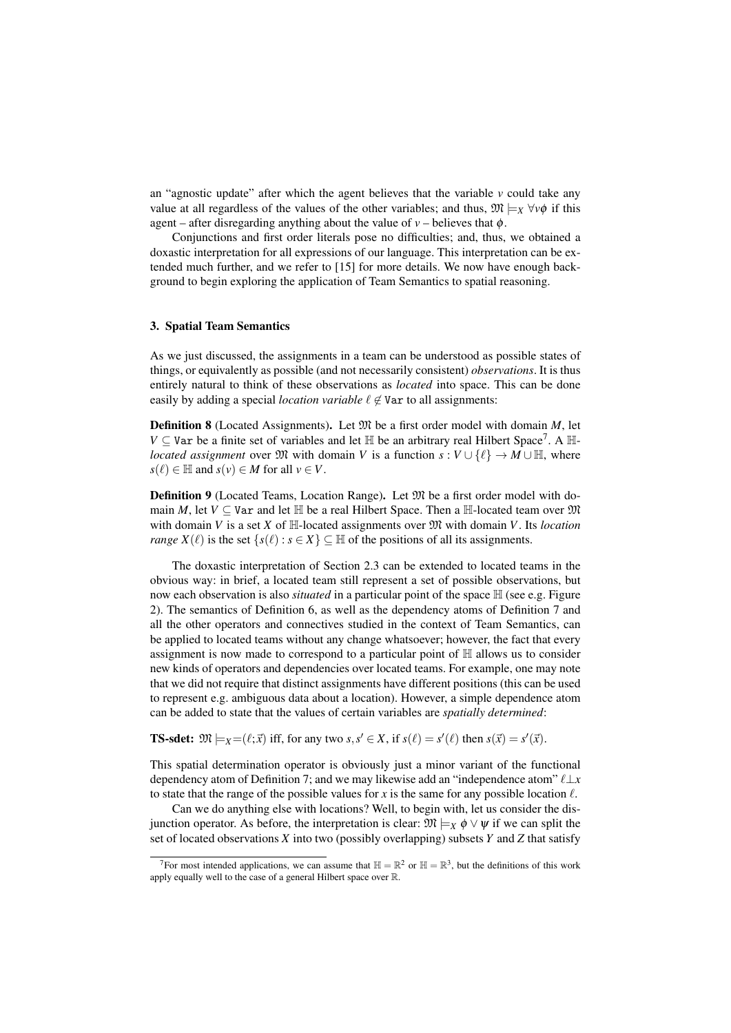an "agnostic update" after which the agent believes that the variable $v$ could take any value at all regardless of the values of the other variables; and thus, $\mathfrak{M} \models_X \forall v \phi$ if this agent – after disregarding anything about the value of $v$ – believes that $\phi$.

Conjunctions and first order literals pose no difficulties; and, thus, we obtained a doxastic interpretation for all expressions of our language. This interpretation can be extended much further, and we refer to [15] for more details. We now have enough background to begin exploring the application of Team Semantics to spatial reasoning.

## 3. Spatial Team Semantics

As we just discussed, the assignments in a team can be understood as possible states of things, or equivalently as possible (and not necessarily consistent) *observations*. It is thus entirely natural to think of these observations as *located* into space. This can be done easily by adding a special *location variable* $\ell \not\in \texttt{Var}$ to all assignments:

**Definition 8** (Located Assignments)**.** Let $\mathfrak{M}$ be a first order model with domain $M$, let $V \subseteq \texttt{Var}$ be a finite set of variables and let $\mathbb{H}$ be an arbitrary real Hilbert Space[7]. A $\mathbb{H}$-*located assignment* over $\mathfrak{M}$ with domain $V$ is a function $s : V \cup \{\ell\} \rightarrow M \cup \mathbb{H}$, where $s(\ell) \in \mathbb{H}$ and $s(v) \in M$ for all $v \in V$.

**Definition 9** (Located Teams, Location Range)**.** Let $\mathfrak{M}$ be a first order model with domain $M$, let $V \subseteq \texttt{Var}$ and let $\mathbb{H}$ be a real Hilbert Space. Then a $\mathbb{H}$-located team over $\mathfrak{M}$ with domain $V$ is a set $X$ of $\mathbb{H}$-located assignments over $\mathfrak{M}$ with domain $V$. Its *location range* $X(\ell)$ is the set $\{s(\ell) : s \in X\} \subseteq \mathbb{H}$ of the positions of all its assignments.

The doxastic interpretation of Section 2.3 can be extended to located teams in the obvious way: in brief, a located team still represent a set of possible observations, but now each observation is also *situated* in a particular point of the space $\mathbb{H}$ (see e.g. Figure 2). The semantics of Definition 6, as well as the dependency atoms of Definition 7 and all the other operators and connectives studied in the context of Team Semantics, can be applied to located teams without any change whatsoever; however, the fact that every assignment is now made to correspond to a particular point of $\mathbb{H}$ allows us to consider new kinds of operators and dependencies over located teams. For example, one may note that we did not require that distinct assignments have different positions (this can be used to represent e.g. ambiguous data about a location). However, a simple dependence atom can be added to state that the values of certain variables are *spatially determined*:

**TS-sdet:** $\mathfrak{M} \models_X =\!(\ell; \vec{x})$ iff, for any two $s, s' \in X$, if $s(\ell) = s'(\ell)$ then $s(\vec{x}) = s'(\vec{x})$.

This spatial determination operator is obviously just a minor variant of the functional dependency atom of Definition 7; and we may likewise add an "independence atom" $\ell \perp x$ to state that the range of the possible values for $x$ is the same for any possible location $\ell$.

Can we do anything else with locations? Well, to begin with, let us consider the disjunction operator. As before, the interpretation is clear: $\mathfrak{M} \models_X \phi \vee \psi$ if we can split the set of located observations $X$ into two (possibly overlapping) subsets $Y$ and $Z$ that satisfy

[7] For most intended applications, we can assume that $\mathbb{H} = \mathbb{R}^2$ or $\mathbb{H} = \mathbb{R}^3$, but the definitions of this work apply equally well to the case of a general Hilbert space over $\mathbb{R}$.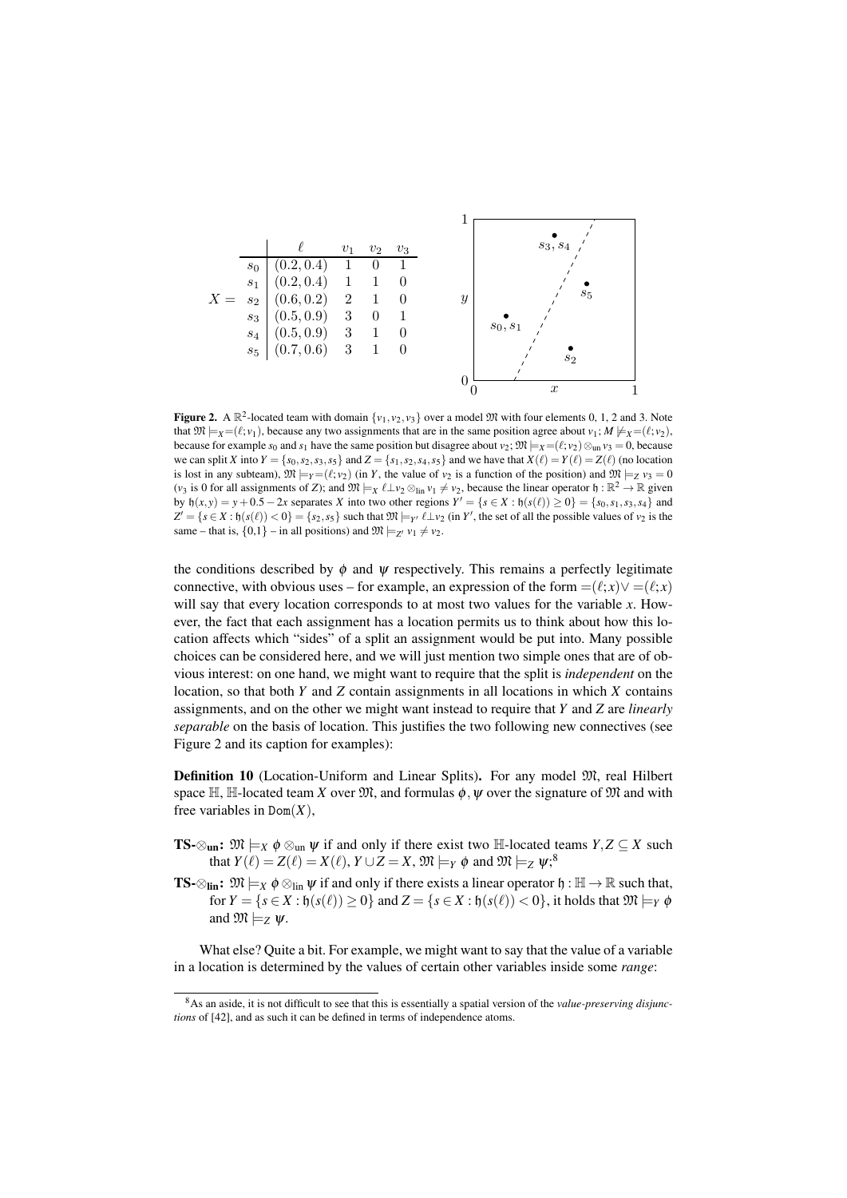$X =$

| | $\ell$ | $v_1$ | $v_2$ | $v_3$ |
|---|---|---|---|---|
| $s_0$ | $(0.2, 0.4)$ | 1 | 0 | 1 |
| $s_1$ | $(0.2, 0.4)$ | 1 | 1 | 0 |
| $s_2$ | $(0.6, 0.2)$ | 2 | 1 | 0 |
| $s_3$ | $(0.5, 0.9)$ | 3 | 0 | 1 |
| $s_4$ | $(0.5, 0.9)$ | 3 | 1 | 0 |
| $s_5$ | $(0.7, 0.6)$ | 3 | 1 | 0 |

**Figure 2.** A $\mathbb{R}^2$-located team with domain $\{v_1, v_2, v_3\}$ over a model $\mathfrak{M}$ with four elements 0, 1, 2 and 3. Note that $\mathfrak{M} \models_X =\!(\ell; v_1)$, because any two assignments that are in the same position agree about $v_1$; $M \not\models_X =\!(\ell; v_2)$, because for example $s_0$ and $s_1$ have the same position but disagree about $v_2$; $\mathfrak{M} \models_X =\!(\ell; v_2) \otimes_{\text{un}} v_3 = 0$, because we can split $X$ into $Y = \{s_0, s_2, s_3, s_5\}$ and $Z = \{s_1, s_2, s_4, s_5\}$ and we have that $X(\ell) = Y(\ell) = Z(\ell)$ (no location is lost in any subteam), $\mathfrak{M} \models_Y =\!(\ell; v_2)$ (in $Y$, the value of $v_2$ is a function of the position) and $\mathfrak{M} \models_Z v_3 = 0$ ($v_3$ is 0 for all assignments of $Z$); and $\mathfrak{M} \models_X \ell \perp v_2 \otimes_{\text{lin}} v_1 \neq v_2$, because the linear operator $\mathfrak{h} : \mathbb{R}^2 \to \mathbb{R}$ given by $\mathfrak{h}(x, y) = y + 0.5 - 2x$ separates $X$ into two other regions $Y' = \{s \in X : \mathfrak{h}(s(\ell)) \geq 0\} = \{s_0, s_1, s_3, s_4\}$ and $Z' = \{s \in X : \mathfrak{h}(s(\ell)) < 0\} = \{s_2, s_5\}$ such that $\mathfrak{M} \models_{Y'} \ell \perp v_2$ (in $Y'$, the set of all the possible values of $v_2$ is the same – that is, $\{0,1\}$ – in all positions) and $\mathfrak{M} \models_{Z'} v_1 \neq v_2$.

the conditions described by $\phi$ and $\psi$ respectively. This remains a perfectly legitimate connective, with obvious uses – for example, an expression of the form $=\!(\ell; x) \vee =\!(\ell; x)$ will say that every location corresponds to at most two values for the variable $x$. However, the fact that each assignment has a location permits us to think about how this location affects which "sides" of a split an assignment would be put into. Many possible choices can be considered here, and we will just mention two simple ones that are of obvious interest: on one hand, we might want to require that the split is *independent* on the location, so that both $Y$ and $Z$ contain assignments in all locations in which $X$ contains assignments, and on the other we might want instead to require that $Y$ and $Z$ are *linearly separable* on the basis of location. This justifies the two following new connectives (see Figure 2 and its caption for examples):

**Definition 10** (Location-Uniform and Linear Splits)**.** For any model $\mathfrak{M}$, real Hilbert space $\mathbb{H}$, $\mathbb{H}$-located team $X$ over $\mathfrak{M}$, and formulas $\phi, \psi$ over the signature of $\mathfrak{M}$ and with free variables in $\mathtt{Dom}(X)$,

**TS-$\otimes_{\text{un}}$:** $\mathfrak{M} \models_X \phi \otimes_{\text{un}} \psi$ if and only if there exist two $\mathbb{H}$-located teams $Y, Z \subseteq X$ such that $Y(\ell) = Z(\ell) = X(\ell)$, $Y \cup Z = X$, $\mathfrak{M} \models_Y \phi$ and $\mathfrak{M} \models_Z \psi$;[8]

**TS-$\otimes_{\text{lin}}$:** $\mathfrak{M} \models_X \phi \otimes_{\text{lin}} \psi$ if and only if there exists a linear operator $\mathfrak{h} : \mathbb{H} \to \mathbb{R}$ such that, for $Y = \{s \in X : \mathfrak{h}(s(\ell)) \geq 0\}$ and $Z = \{s \in X : \mathfrak{h}(s(\ell)) < 0\}$, it holds that $\mathfrak{M} \models_Y \phi$ and $\mathfrak{M} \models_Z \psi$.

What else? Quite a bit. For example, we might want to say that the value of a variable in a location is determined by the values of certain other variables inside some *range*:

[8] As an aside, it is not difficult to see that this is essentially a spatial version of the *value-preserving disjunctions* of [42], and as such it can be defined in terms of independence atoms.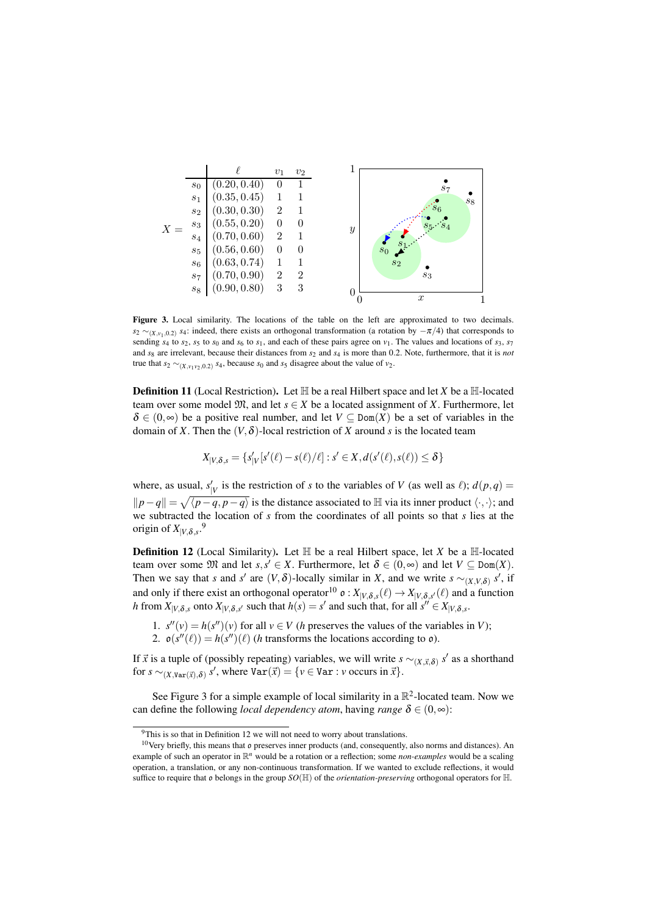$X =$

| | $\ell$ | $v_1$ | $v_2$ |
|---|---|---|---|
| $s_0$ | (0.20, 0.40) | 0 | 1 |
| $s_1$ | (0.35, 0.45) | 1 | 1 |
| $s_2$ | (0.30, 0.30) | 2 | 1 |
| $s_3$ | (0.55, 0.20) | 0 | 0 |
| $s_4$ | (0.70, 0.60) | 2 | 1 |
| $s_5$ | (0.56, 0.60) | 0 | 0 |
| $s_6$ | (0.63, 0.74) | 1 | 1 |
| $s_7$ | (0.70, 0.90) | 2 | 2 |
| $s_8$ | (0.90, 0.80) | 3 | 3 |

**Figure 3.** Local similarity. The locations of the table on the left are approximated to two decimals. $s_2 \sim_{(X,v_1,0.2)} s_4$: indeed, there exists an orthogonal transformation (a rotation by $-\pi/4$) that corresponds to sending $s_4$ to $s_2$, $s_5$ to $s_0$ and $s_6$ to $s_1$, and each of these pairs agree on $v_1$. The values and locations of $s_3$, $s_7$ and $s_8$ are irrelevant, because their distances from $s_2$ and $s_4$ is more than 0.2. Note, furthermore, that it is *not* true that $s_2 \sim_{(X,v_1v_2,0.2)} s_4$, because $s_0$ and $s_5$ disagree about the value of $v_2$.

**Definition 11** (Local Restriction). Let $\mathbb{H}$ be a real Hilbert space and let $X$ be a $\mathbb{H}$-located team over some model $\mathfrak{M}$, and let $s \in X$ be a located assignment of $X$. Furthermore, let $\delta \in (0,\infty)$ be a positive real number, and let $V \subseteq \texttt{Dom}(X)$ be a set of variables in the domain of $X$. Then the $(V,\delta)$-local restriction of $X$ around $s$ is the located team

$$X_{|V,\delta,s} = \{s'_{|V}[s'(\ell) - s(\ell)/\ell] : s' \in X, d(s'(\ell), s(\ell)) \leq \delta\}$$

where, as usual, $s'_{|V}$ is the restriction of $s$ to the variables of $V$ (as well as $\ell$); $d(p,q) = \|p-q\| = \sqrt{\langle p-q, p-q\rangle}$ is the distance associated to $\mathbb{H}$ via its inner product $\langle \cdot,\cdot \rangle$; and we subtracted the location of $s$ from the coordinates of all points so that $s$ lies at the origin of $X_{|V,\delta,s}$.[9]

**Definition 12** (Local Similarity). Let $\mathbb{H}$ be a real Hilbert space, let $X$ be a $\mathbb{H}$-located team over some $\mathfrak{M}$ and let $s, s' \in X$. Furthermore, let $\delta \in (0,\infty)$ and let $V \subseteq \texttt{Dom}(X)$. Then we say that $s$ and $s'$ are $(V,\delta)$-locally similar in $X$, and we write $s \sim_{(X,V,\delta)} s'$, if and only if there exist an orthogonal operator[10] $\mathfrak{o} : X_{|V,\delta,s}(\ell) \to X_{|V,\delta,s'}(\ell)$ and a function $h$ from $X_{|V,\delta,s}$ onto $X_{|V,\delta,s'}$ such that $h(s) = s'$ and such that, for all $s'' \in X_{|V,\delta,s}$.

1. $s''(v) = h(s'')(v)$ for all $v \in V$ ($h$ preserves the values of the variables in $V$);
2. $\mathfrak{o}(s''(\ell)) = h(s'')(\ell)$ ($h$ transforms the locations according to $\mathfrak{o}$).

If $\vec{x}$ is a tuple of (possibly repeating) variables, we will write $s \sim_{(X,\vec{x},\delta)} s'$ as a shorthand for $s \sim_{(X,\texttt{Var}(\vec{x}),\delta)} s'$, where $\texttt{Var}(\vec{x}) = \{v \in \texttt{Var} : v \text{ occurs in } \vec{x}\}$.

See Figure 3 for a simple example of local similarity in a $\mathbb{R}^2$-located team. Now we can define the following *local dependency atom*, having *range* $\delta \in (0,\infty)$:

[9] This is so that in Definition 12 we will not need to worry about translations.

[10] Very briefly, this means that $\mathfrak{o}$ preserves inner products (and, consequently, also norms and distances). An example of such an operator in $\mathbb{R}^n$ would be a rotation or a reflection; some *non-examples* would be a scaling operation, a translation, or any non-continuous transformation. If we wanted to exclude reflections, it would suffice to require that $\mathfrak{o}$ belongs in the group $SO(\mathbb{H})$ of the *orientation-preserving* orthogonal operators for $\mathbb{H}$.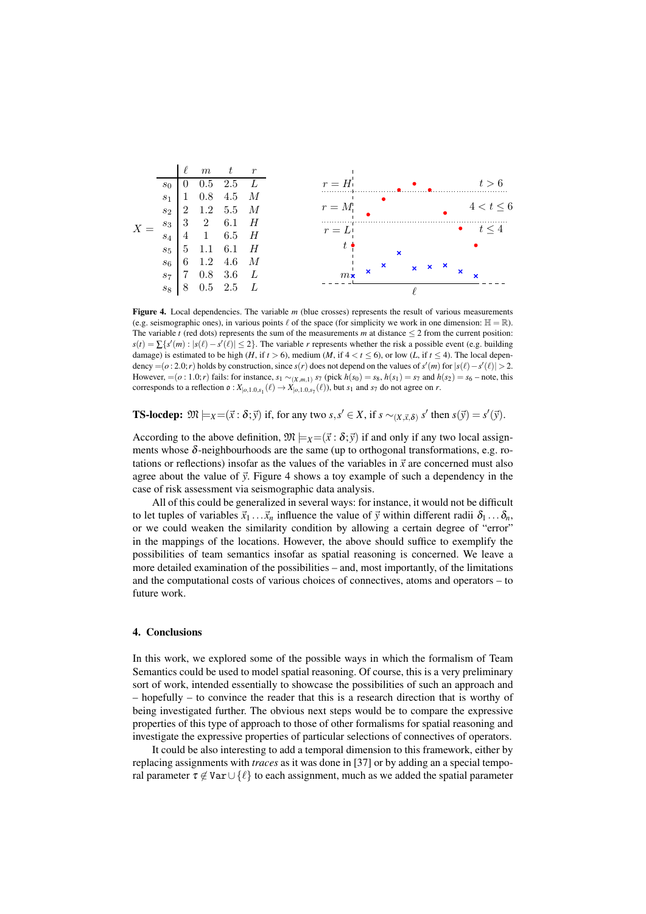$X =$

| | $\ell$ | $m$ | $t$ | $r$ |
|---|---|---|---|---|
| $s_0$ | 0 | 0.5 | 2.5 | $L$ |
| $s_1$ | 1 | 0.8 | 4.5 | $M$ |
| $s_2$ | 2 | 1.2 | 5.5 | $M$ |
| $s_3$ | 3 | 2 | 6.1 | $H$ |
| $s_4$ | 4 | 1 | 6.5 | $H$ |
| $s_5$ | 5 | 1.1 | 6.1 | $H$ |
| $s_6$ | 6 | 1.2 | 4.6 | $M$ |
| $s_7$ | 7 | 0.8 | 3.6 | $L$ |
| $s_8$ | 8 | 0.5 | 2.5 | $L$ |

**Figure 4.** Local dependencies. The variable $m$ (blue crosses) represents the result of various measurements (e.g. seismographic ones), in various points $\ell$ of the space (for simplicity we work in one dimension: $\mathbb{H} = \mathbb{R}$). The variable $t$ (red dots) represents the sum of the measurements $m$ at distance $\leq 2$ from the current position: $s(t) = \sum\{s'(m) : |s(\ell) - s'(\ell)| \leq 2\}$. The variable $r$ represents whether the risk a possible event (e.g. building damage) is estimated to be high ($H$, if $t > 6$), medium ($M$, if $4 < t \leq 6$), or low ($L$, if $t \leq 4$). The local dependency $=(o : 2.0; r)$ holds by construction, since $s(r)$ does not depend on the values of $s'(m)$ for $|s(\ell) - s'(\ell)| > 2$. However, $=(o : 1.0; r)$ fails: for instance, $s_1 \sim_{(X,m,1)} s_7$ (pick $h(s_0) = s_8$, $h(s_1) = s_7$ and $h(s_2) = s_6$ – note, this corresponds to a reflection $\mathfrak{o} : X_{|o,1.0,s_1}(\ell) \to X_{|o,1.0,s_7}(\ell)$), but $s_1$ and $s_7$ do not agree on $r$.

**TS-locdep:** $\mathfrak{M} \models_X =(\vec{x} : \delta; \vec{y})$ if, for any two $s, s' \in X$, if $s \sim_{(X,\vec{x},\delta)} s'$ then $s(\vec{y}) = s'(\vec{y})$.

According to the above definition, $\mathfrak{M} \models_X =(\vec{x} : \delta; \vec{y})$ if and only if any two local assignments whose $\delta$-neighbourhoods are the same (up to orthogonal transformations, e.g. rotations or reflections) insofar as the values of the variables in $\vec{x}$ are concerned must also agree about the value of $\vec{y}$. Figure 4 shows a toy example of such a dependency in the case of risk assessment via seismographic data analysis.

All of this could be generalized in several ways: for instance, it would not be difficult to let tuples of variables $\vec{x}_1 \ldots \vec{x}_n$ influence the value of $\vec{y}$ within different radii $\delta_1 \ldots \delta_n$, or we could weaken the similarity condition by allowing a certain degree of "error" in the mappings of the locations. However, the above should suffice to exemplify the possibilities of team semantics insofar as spatial reasoning is concerned. We leave a more detailed examination of the possibilities – and, most importantly, of the limitations and the computational costs of various choices of connectives, atoms and operators – to future work.

## 4. Conclusions

In this work, we explored some of the possible ways in which the formalism of Team Semantics could be used to model spatial reasoning. Of course, this is a very preliminary sort of work, intended essentially to showcase the possibilities of such an approach and – hopefully – to convince the reader that this is a research direction that is worthy of being investigated further. The obvious next steps would be to compare the expressive properties of this type of approach to those of other formalisms for spatial reasoning and investigate the expressive properties of particular selections of connectives of operators.

It could be also interesting to add a temporal dimension to this framework, either by replacing assignments with *traces* as it was done in [37] or by adding an a special temporal parameter $\tau \not\in \mathtt{Var} \cup \{\ell\}$ to each assignment, much as we added the spatial parameter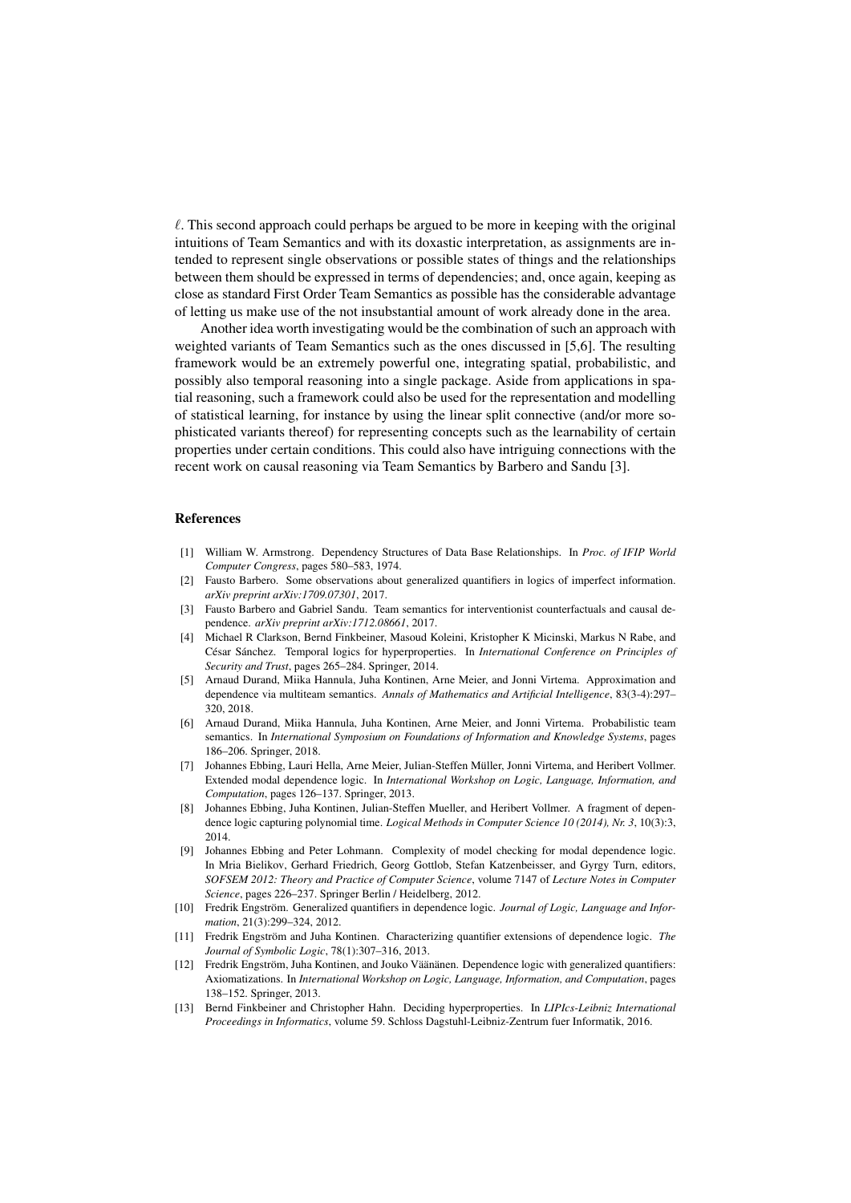$\ell$. This second approach could perhaps be argued to be more in keeping with the original intuitions of Team Semantics and with its doxastic interpretation, as assignments are intended to represent single observations or possible states of things and the relationships between them should be expressed in terms of dependencies; and, once again, keeping as close as standard First Order Team Semantics as possible has the considerable advantage of letting us make use of the not insubstantial amount of work already done in the area.

Another idea worth investigating would be the combination of such an approach with weighted variants of Team Semantics such as the ones discussed in [5,6]. The resulting framework would be an extremely powerful one, integrating spatial, probabilistic, and possibly also temporal reasoning into a single package. Aside from applications in spatial reasoning, such a framework could also be used for the representation and modelling of statistical learning, for instance by using the linear split connective (and/or more sophisticated variants thereof) for representing concepts such as the learnability of certain properties under certain conditions. This could also have intriguing connections with the recent work on causal reasoning via Team Semantics by Barbero and Sandu [3].

## References

[1] William W. Armstrong. Dependency Structures of Data Base Relationships. In *Proc. of IFIP World Computer Congress*, pages 580–583, 1974.

[2] Fausto Barbero. Some observations about generalized quantifiers in logics of imperfect information. *arXiv preprint arXiv:1709.07301*, 2017.

[3] Fausto Barbero and Gabriel Sandu. Team semantics for interventionist counterfactuals and causal dependence. *arXiv preprint arXiv:1712.08661*, 2017.

[4] Michael R Clarkson, Bernd Finkbeiner, Masoud Koleini, Kristopher K Micinski, Markus N Rabe, and César Sánchez. Temporal logics for hyperproperties. In *International Conference on Principles of Security and Trust*, pages 265–284. Springer, 2014.

[5] Arnaud Durand, Miika Hannula, Juha Kontinen, Arne Meier, and Jonni Virtema. Approximation and dependence via multiteam semantics. *Annals of Mathematics and Artificial Intelligence*, 83(3-4):297–320, 2018.

[6] Arnaud Durand, Miika Hannula, Juha Kontinen, Arne Meier, and Jonni Virtema. Probabilistic team semantics. In *International Symposium on Foundations of Information and Knowledge Systems*, pages 186–206. Springer, 2018.

[7] Johannes Ebbing, Lauri Hella, Arne Meier, Julian-Steffen Müller, Jonni Virtema, and Heribert Vollmer. Extended modal dependence logic. In *International Workshop on Logic, Language, Information, and Computation*, pages 126–137. Springer, 2013.

[8] Johannes Ebbing, Juha Kontinen, Julian-Steffen Mueller, and Heribert Vollmer. A fragment of dependence logic capturing polynomial time. *Logical Methods in Computer Science 10 (2014), Nr. 3*, 10(3):3, 2014.

[9] Johannes Ebbing and Peter Lohmann. Complexity of model checking for modal dependence logic. In Mria Bielikov, Gerhard Friedrich, Georg Gottlob, Stefan Katzenbeisser, and Gyrgy Turn, editors, *SOFSEM 2012: Theory and Practice of Computer Science*, volume 7147 of *Lecture Notes in Computer Science*, pages 226–237. Springer Berlin / Heidelberg, 2012.

[10] Fredrik Engström. Generalized quantifiers in dependence logic. *Journal of Logic, Language and Information*, 21(3):299–324, 2012.

[11] Fredrik Engström and Juha Kontinen. Characterizing quantifier extensions of dependence logic. *The Journal of Symbolic Logic*, 78(1):307–316, 2013.

[12] Fredrik Engström, Juha Kontinen, and Jouko Väänänen. Dependence logic with generalized quantifiers: Axiomatizations. In *International Workshop on Logic, Language, Information, and Computation*, pages 138–152. Springer, 2013.

[13] Bernd Finkbeiner and Christopher Hahn. Deciding hyperproperties. In *LIPIcs-Leibniz International Proceedings in Informatics*, volume 59. Schloss Dagstuhl-Leibniz-Zentrum fuer Informatik, 2016.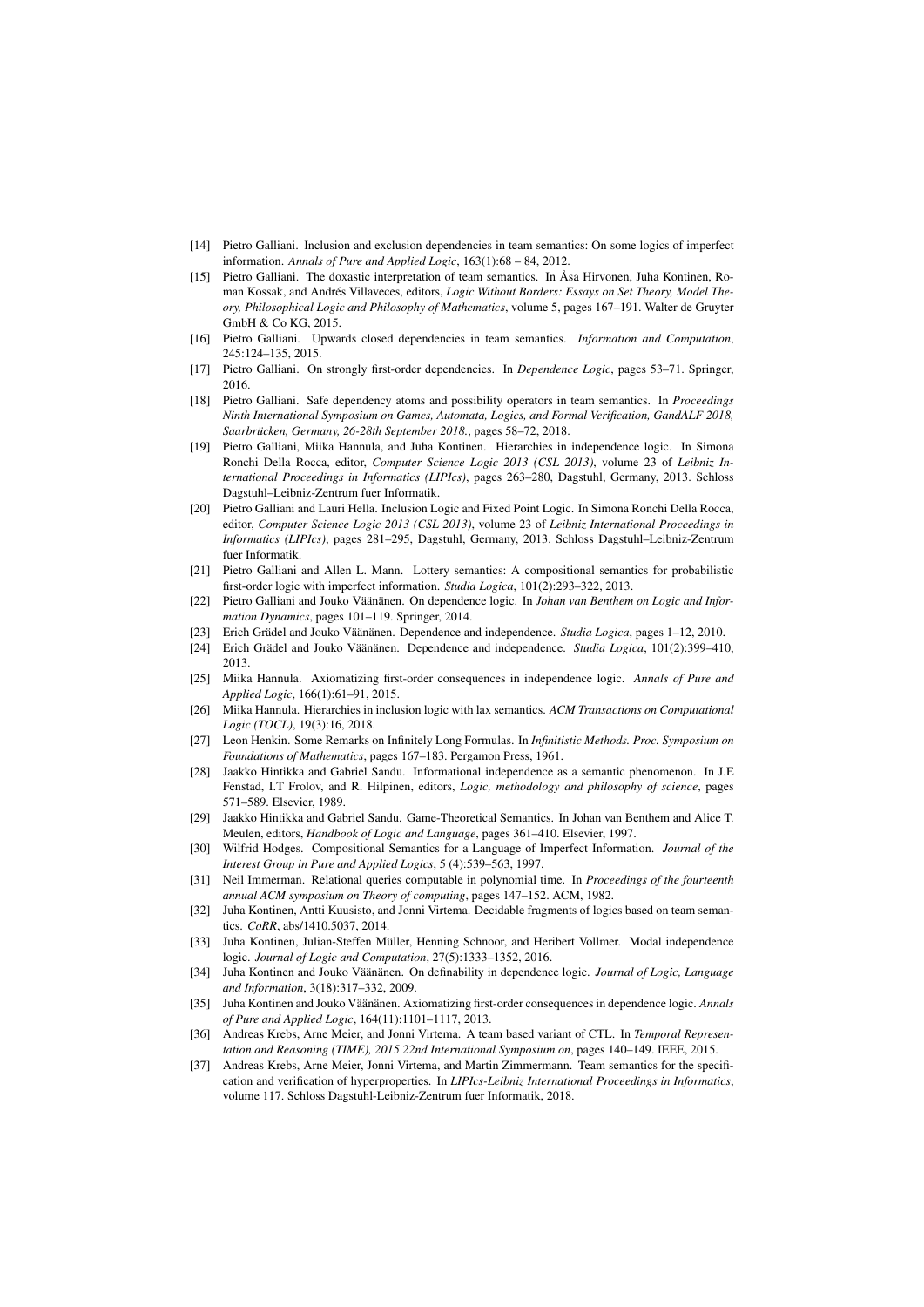[14] Pietro Galliani. Inclusion and exclusion dependencies in team semantics: On some logics of imperfect information. *Annals of Pure and Applied Logic*, 163(1):68 – 84, 2012.

[15] Pietro Galliani. The doxastic interpretation of team semantics. In Åsa Hirvonen, Juha Kontinen, Roman Kossak, and Andrés Villaveces, editors, *Logic Without Borders: Essays on Set Theory, Model Theory, Philosophical Logic and Philosophy of Mathematics*, volume 5, pages 167–191. Walter de Gruyter GmbH & Co KG, 2015.

[16] Pietro Galliani. Upwards closed dependencies in team semantics. *Information and Computation*, 245:124–135, 2015.

[17] Pietro Galliani. On strongly first-order dependencies. In *Dependence Logic*, pages 53–71. Springer, 2016.

[18] Pietro Galliani. Safe dependency atoms and possibility operators in team semantics. In *Proceedings Ninth International Symposium on Games, Automata, Logics, and Formal Verification, GandALF 2018, Saarbrücken, Germany, 26-28th September 2018.*, pages 58–72, 2018.

[19] Pietro Galliani, Miika Hannula, and Juha Kontinen. Hierarchies in independence logic. In Simona Ronchi Della Rocca, editor, *Computer Science Logic 2013 (CSL 2013)*, volume 23 of *Leibniz International Proceedings in Informatics (LIPIcs)*, pages 263–280, Dagstuhl, Germany, 2013. Schloss Dagstuhl–Leibniz-Zentrum fuer Informatik.

[20] Pietro Galliani and Lauri Hella. Inclusion Logic and Fixed Point Logic. In Simona Ronchi Della Rocca, editor, *Computer Science Logic 2013 (CSL 2013)*, volume 23 of *Leibniz International Proceedings in Informatics (LIPIcs)*, pages 281–295, Dagstuhl, Germany, 2013. Schloss Dagstuhl–Leibniz-Zentrum fuer Informatik.

[21] Pietro Galliani and Allen L. Mann. Lottery semantics: A compositional semantics for probabilistic first-order logic with imperfect information. *Studia Logica*, 101(2):293–322, 2013.

[22] Pietro Galliani and Jouko Väänänen. On dependence logic. In *Johan van Benthem on Logic and Information Dynamics*, pages 101–119. Springer, 2014.

[23] Erich Grädel and Jouko Väänänen. Dependence and independence. *Studia Logica*, pages 1–12, 2010.

[24] Erich Grädel and Jouko Väänänen. Dependence and independence. *Studia Logica*, 101(2):399–410, 2013.

[25] Miika Hannula. Axiomatizing first-order consequences in independence logic. *Annals of Pure and Applied Logic*, 166(1):61–91, 2015.

[26] Miika Hannula. Hierarchies in inclusion logic with lax semantics. *ACM Transactions on Computational Logic (TOCL)*, 19(3):16, 2018.

[27] Leon Henkin. Some Remarks on Infinitely Long Formulas. In *Infinitistic Methods. Proc. Symposium on Foundations of Mathematics*, pages 167–183. Pergamon Press, 1961.

[28] Jaakko Hintikka and Gabriel Sandu. Informational independence as a semantic phenomenon. In J.E Fenstad, I.T Frolov, and R. Hilpinen, editors, *Logic, methodology and philosophy of science*, pages 571–589. Elsevier, 1989.

[29] Jaakko Hintikka and Gabriel Sandu. Game-Theoretical Semantics. In Johan van Benthem and Alice T. Meulen, editors, *Handbook of Logic and Language*, pages 361–410. Elsevier, 1997.

[30] Wilfrid Hodges. Compositional Semantics for a Language of Imperfect Information. *Journal of the Interest Group in Pure and Applied Logics*, 5 (4):539–563, 1997.

[31] Neil Immerman. Relational queries computable in polynomial time. In *Proceedings of the fourteenth annual ACM symposium on Theory of computing*, pages 147–152. ACM, 1982.

[32] Juha Kontinen, Antti Kuusisto, and Jonni Virtema. Decidable fragments of logics based on team semantics. *CoRR*, abs/1410.5037, 2014.

[33] Juha Kontinen, Julian-Steffen Müller, Henning Schnoor, and Heribert Vollmer. Modal independence logic. *Journal of Logic and Computation*, 27(5):1333–1352, 2016.

[34] Juha Kontinen and Jouko Väänänen. On definability in dependence logic. *Journal of Logic, Language and Information*, 3(18):317–332, 2009.

[35] Juha Kontinen and Jouko Väänänen. Axiomatizing first-order consequences in dependence logic. *Annals of Pure and Applied Logic*, 164(11):1101–1117, 2013.

[36] Andreas Krebs, Arne Meier, and Jonni Virtema. A team based variant of CTL. In *Temporal Representation and Reasoning (TIME), 2015 22nd International Symposium on*, pages 140–149. IEEE, 2015.

[37] Andreas Krebs, Arne Meier, Jonni Virtema, and Martin Zimmermann. Team semantics for the specification and verification of hyperproperties. In *LIPIcs-Leibniz International Proceedings in Informatics*, volume 117. Schloss Dagstuhl-Leibniz-Zentrum fuer Informatik, 2018.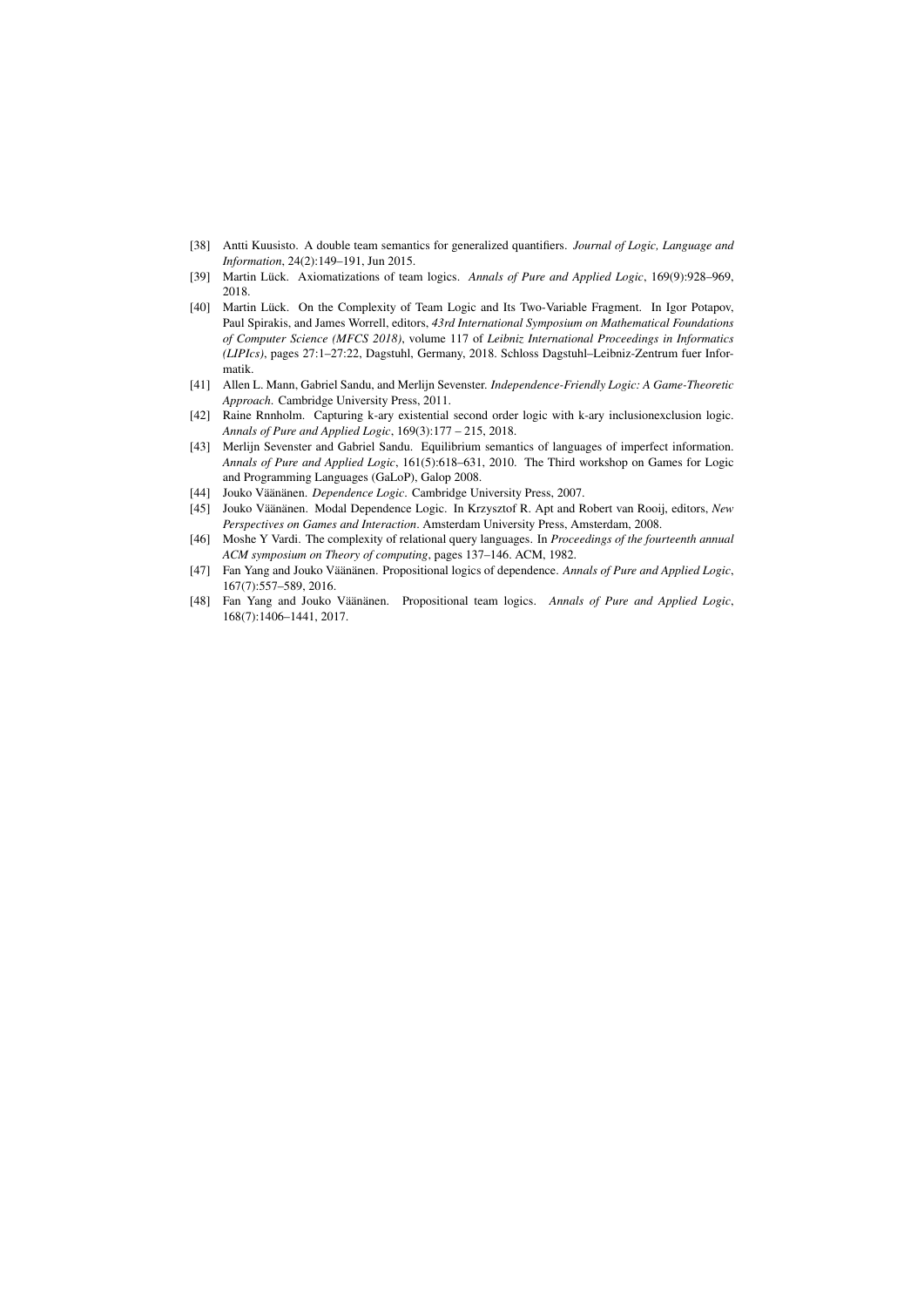- [38] Antti Kuusisto. A double team semantics for generalized quantifiers. *Journal of Logic, Language and Information*, 24(2):149–191, Jun 2015.
- [39] Martin Lück. Axiomatizations of team logics. *Annals of Pure and Applied Logic*, 169(9):928–969, 2018.
- [40] Martin Lück. On the Complexity of Team Logic and Its Two-Variable Fragment. In Igor Potapov, Paul Spirakis, and James Worrell, editors, *43rd International Symposium on Mathematical Foundations of Computer Science (MFCS 2018)*, volume 117 of *Leibniz International Proceedings in Informatics (LIPIcs)*, pages 27:1–27:22, Dagstuhl, Germany, 2018. Schloss Dagstuhl–Leibniz-Zentrum fuer Informatik.
- [41] Allen L. Mann, Gabriel Sandu, and Merlijn Sevenster. *Independence-Friendly Logic: A Game-Theoretic Approach*. Cambridge University Press, 2011.
- [42] Raine Rnnholm. Capturing k-ary existential second order logic with k-ary inclusionexclusion logic. *Annals of Pure and Applied Logic*, 169(3):177 – 215, 2018.
- [43] Merlijn Sevenster and Gabriel Sandu. Equilibrium semantics of languages of imperfect information. *Annals of Pure and Applied Logic*, 161(5):618–631, 2010. The Third workshop on Games for Logic and Programming Languages (GaLoP), Galop 2008.
- [44] Jouko Väänänen. *Dependence Logic*. Cambridge University Press, 2007.
- [45] Jouko Väänänen. Modal Dependence Logic. In Krzysztof R. Apt and Robert van Rooij, editors, *New Perspectives on Games and Interaction*. Amsterdam University Press, Amsterdam, 2008.
- [46] Moshe Y Vardi. The complexity of relational query languages. In *Proceedings of the fourteenth annual ACM symposium on Theory of computing*, pages 137–146. ACM, 1982.
- [47] Fan Yang and Jouko Väänänen. Propositional logics of dependence. *Annals of Pure and Applied Logic*, 167(7):557–589, 2016.
- [48] Fan Yang and Jouko Väänänen. Propositional team logics. *Annals of Pure and Applied Logic*, 168(7):1406–1441, 2017.